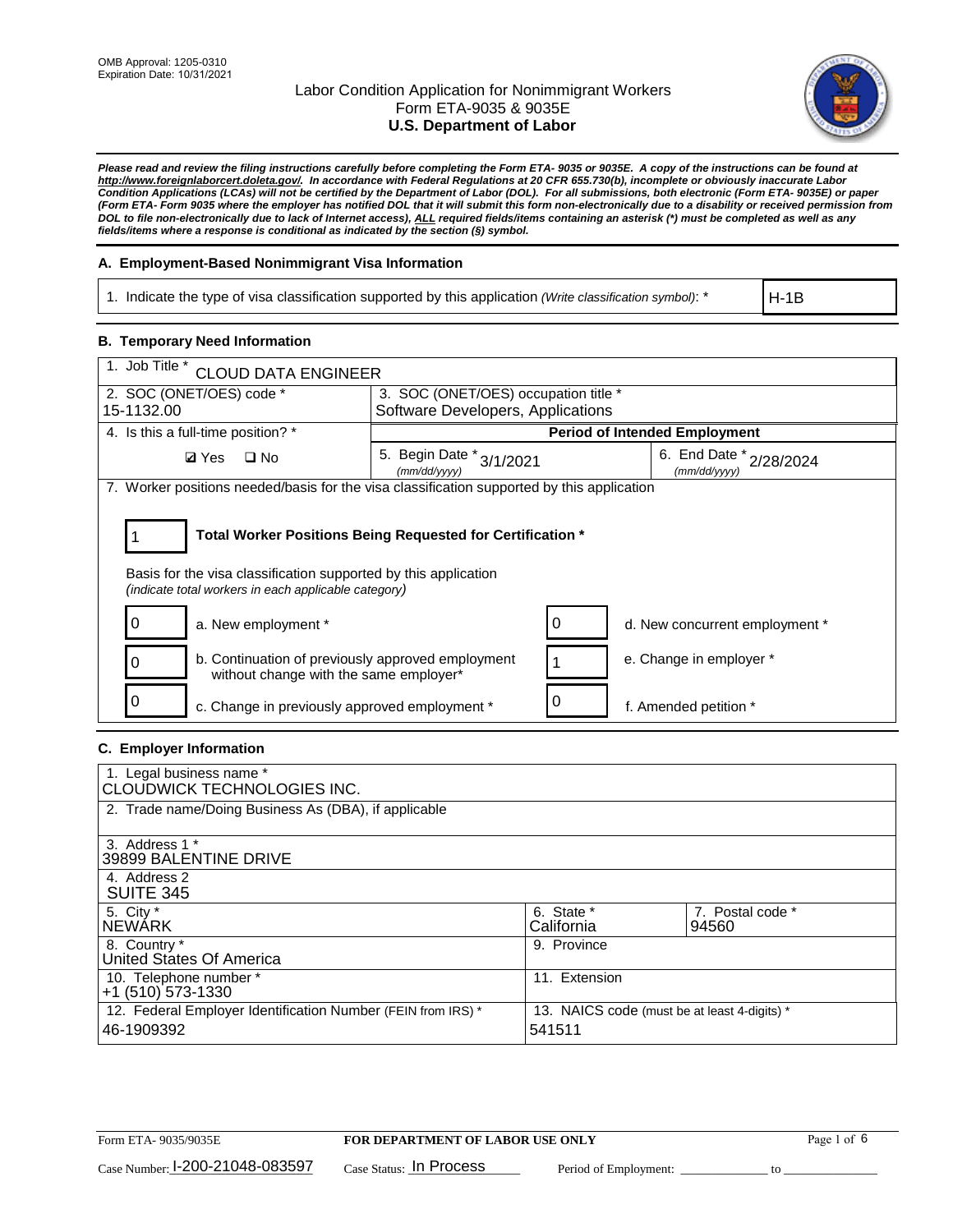OMB Approval: 1205-0310
Expiration Date: 10/31/2021

# Labor Condition Application for Nonimmigrant Workers
## Form ETA-9035 & 9035E
## U.S. Department of Labor

***Please read and review the filing instructions carefully before completing the Form ETA- 9035 or 9035E. A copy of the instructions can be found at http://www.foreignlaborcert.doleta.gov/. In accordance with Federal Regulations at 20 CFR 655.730(b), incomplete or obviously inaccurate Labor Condition Applications (LCAs) will not be certified by the Department of Labor (DOL). For all submissions, both electronic (Form ETA- 9035E) or paper (Form ETA- Form 9035 where the employer has notified DOL that it will submit this form non-electronically due to a disability or received permission from DOL to file non-electronically due to lack of Internet access), ALL required fields/items containing an asterisk (*) must be completed as well as any fields/items where a response is conditional as indicated by the section (§) symbol.***

### A. Employment-Based Nonimmigrant Visa Information

| 1. Indicate the type of visa classification supported by this application *(Write classification symbol)*: * | H-1B |
|---|---|

### B. Temporary Need Information

| 1. Job Title * CLOUD DATA ENGINEER | | |
|---|---|---|
| 2. SOC (ONET/OES) code * 15-1132.00 | 3. SOC (ONET/OES) occupation title * Software Developers, Applications | |
| 4. Is this a full-time position? * | **Period of Intended Employment** | |
| ☑ Yes ☐ No | 5. Begin Date * (mm/dd/yyyy) 3/1/2021 | 6. End Date * (mm/dd/yyyy) 2/28/2024 |

7. Worker positions needed/basis for the visa classification supported by this application

**1 — Total Worker Positions Being Requested for Certification ***

Basis for the visa classification supported by this application
*(indicate total workers in each applicable category)*

| | | | |
|---|---|---|---|
| 0 | a. New employment * | 0 | d. New concurrent employment * |
| 0 | b. Continuation of previously approved employment without change with the same employer* | 1 | e. Change in employer * |
| 0 | c. Change in previously approved employment * | 0 | f. Amended petition * |

### C. Employer Information

| | | |
|---|---|---|
| 1. Legal business name * CLOUDWICK TECHNOLOGIES INC. | | |
| 2. Trade name/Doing Business As (DBA), if applicable | | |
| 3. Address 1 * 39899 BALENTINE DRIVE | | |
| 4. Address 2 SUITE 345 | | |
| 5. City * NEWARK | 6. State * California | 7. Postal code * 94560 |
| 8. Country * United States Of America | 9. Province | |
| 10. Telephone number * +1 (510) 573-1330 | 11. Extension | |
| 12. Federal Employer Identification Number (FEIN from IRS) * 46-1909392 | 13. NAICS code (must be at least 4-digits) * 541511 | |

Form ETA- 9035/9035E — **FOR DEPARTMENT OF LABOR USE ONLY**

Case Number: I-200-21048-083597 Case Status: In Process Period of Employment: ______________ to ______________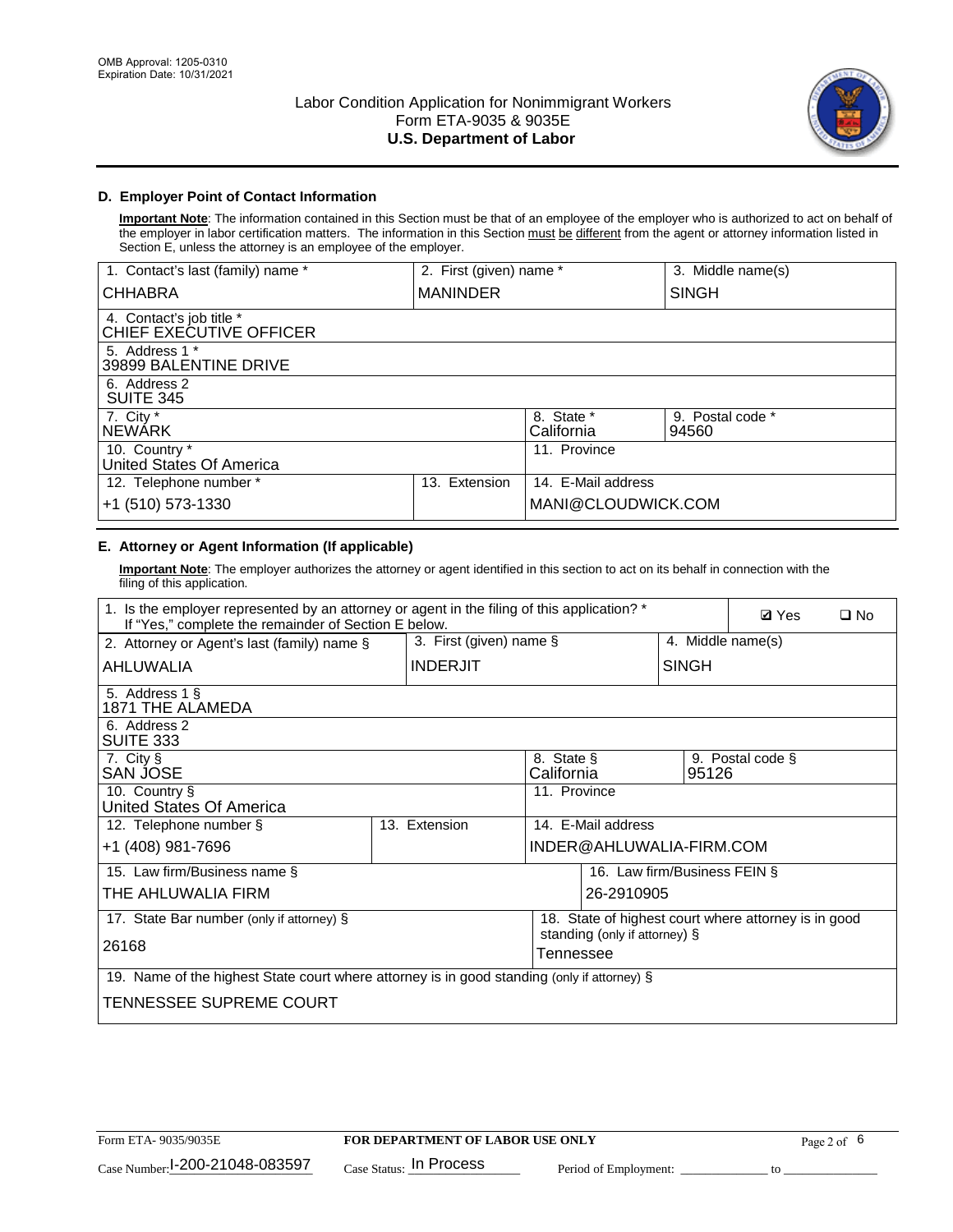OMB Approval: 1205-0310
Expiration Date: 10/31/2021

# Labor Condition Application for Nonimmigrant Workers
## Form ETA-9035 & 9035E
## U.S. Department of Labor

### D. Employer Point of Contact Information

**Important Note**: The information contained in this Section must be that of an employee of the employer who is authorized to act on behalf of the employer in labor certification matters. The information in this Section must be different from the agent or attorney information listed in Section E, unless the attorney is an employee of the employer.

| 1. Contact's last (family) name * | 2. First (given) name * | 3. Middle name(s) |
|---|---|---|
| CHHABRA | MANINDER | SINGH |
| 4. Contact's job title * CHIEF EXECUTIVE OFFICER | | |
| 5. Address 1 * 39899 BALENTINE DRIVE | | |
| 6. Address 2 SUITE 345 | | |
| 7. City * NEWARK | 8. State * California | 9. Postal code * 94560 |
| 10. Country * United States Of America | 11. Province | |
| 12. Telephone number * +1 (510) 573-1330 | 13. Extension | 14. E-Mail address MANI@CLOUDWICK.COM |

### E. Attorney or Agent Information (If applicable)

**Important Note**: The employer authorizes the attorney or agent identified in this section to act on its behalf in connection with the filing of this application.

| 1. Is the employer represented by an attorney or agent in the filing of this application? * If "Yes," complete the remainder of Section E below. | | ☑ Yes ☐ No |
|---|---|---|
| 2. Attorney or Agent's last (family) name § AHLUWALIA | 3. First (given) name § INDERJIT | 4. Middle name(s) SINGH |
| 5. Address 1 § 1871 THE ALAMEDA | | |
| 6. Address 2 SUITE 333 | | |
| 7. City § SAN JOSE | 8. State § California | 9. Postal code § 95126 |
| 10. Country § United States Of America | 11. Province | |
| 12. Telephone number § +1 (408) 981-7696 | 13. Extension | 14. E-Mail address INDER@AHLUWALIA-FIRM.COM |
| 15. Law firm/Business name § THE AHLUWALIA FIRM | | 16. Law firm/Business FEIN § 26-2910905 |
| 17. State Bar number (only if attorney) § 26168 | | 18. State of highest court where attorney is in good standing (only if attorney) § Tennessee |
| 19. Name of the highest State court where attorney is in good standing (only if attorney) § TENNESSEE SUPREME COURT | | |

Form ETA- 9035/9035E | **FOR DEPARTMENT OF LABOR USE ONLY**

Case Number: I-200-21048-083597 Case Status: In Process Period of Employment: _____________ to _____________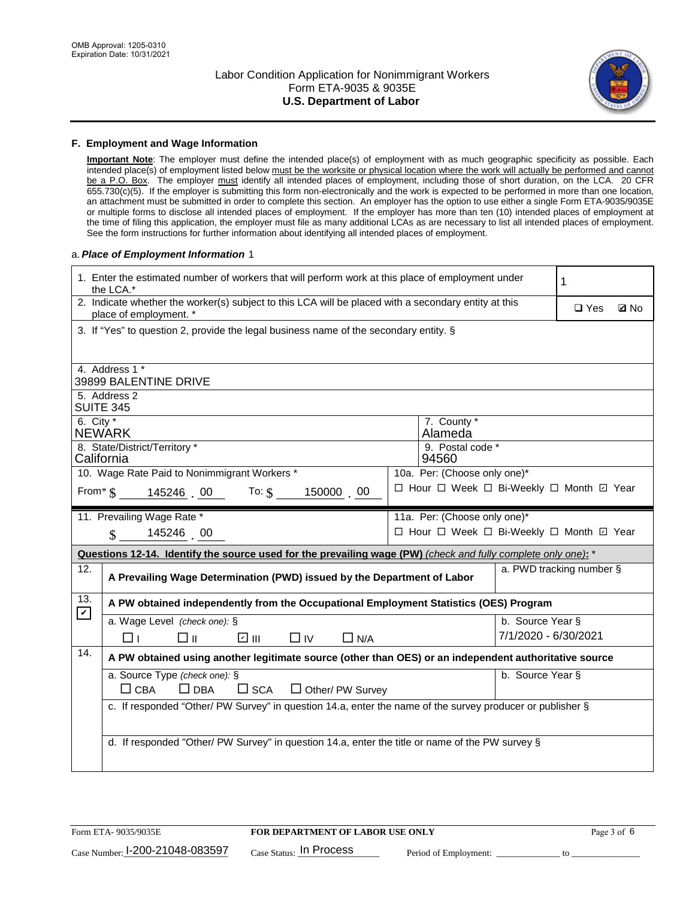## F. Employment and Wage Information

**Important Note**: The employer must define the intended place(s) of employment with as much geographic specificity as possible. Each intended place(s) of employment listed below must be the worksite or physical location where the work will actually be performed and cannot be a P.O. Box. The employer must identify all intended places of employment, including those of short duration, on the LCA. 20 CFR 655.730(c)(5). If the employer is submitting this form non-electronically and the work is expected to be performed in more than one location, an attachment must be submitted in order to complete this section. An employer has the option to use either a single Form ETA-9035/9035E or multiple forms to disclose all intended places of employment. If the employer has more than ten (10) intended places of employment at the time of filing this application, the employer must file as many additional LCAs as are necessary to list all intended places of employment. See the form instructions for further information about identifying all intended places of employment.

a. *Place of Employment Information* 1

1. Enter the estimated number of workers that will perform work at this place of employment under the LCA.* **1**

2. Indicate whether the worker(s) subject to this LCA will be placed with a secondary entity at this place of employment. * ☐ Yes ☑ No

3. If "Yes" to question 2, provide the legal business name of the secondary entity. §

4. Address 1 *
39899 BALENTINE DRIVE

5. Address 2
SUITE 345

6. City *
NEWARK

7. County *
Alameda

8. State/District/Territory *
California

9. Postal code *
94560

10. Wage Rate Paid to Nonimmigrant Workers *
From* $ 145246 . 00 To: $ 150000 . 00

10a. Per: (Choose only one)*
☐ Hour ☐ Week ☐ Bi-Weekly ☐ Month ☑ Year

11. Prevailing Wage Rate *
$ 145246 . 00

11a. Per: (Choose only one)*
☐ Hour ☐ Week ☐ Bi-Weekly ☐ Month ☑ Year

**Questions 12-14. Identify the source used for the prevailing wage (PW)** *(check and fully complete only one)*: *

12. ☐ **A Prevailing Wage Determination (PWD) issued by the Department of Labor**
a. PWD tracking number §

13. ☑ **A PW obtained independently from the Occupational Employment Statistics (OES) Program**
a. Wage Level *(check one):* § ☐ I ☐ II ☑ III ☐ IV ☐ N/A
b. Source Year § 7/1/2020 - 6/30/2021

14. ☐ **A PW obtained using another legitimate source (other than OES) or an independent authoritative source**
a. Source Type *(check one):* § ☐ CBA ☐ DBA ☐ SCA ☐ Other/ PW Survey
b. Source Year §
c. If responded "Other/ PW Survey" in question 14.a, enter the name of the survey producer or publisher §
d. If responded "Other/ PW Survey" in question 14.a, enter the title or name of the PW survey §

Form ETA- 9035/9035E | **FOR DEPARTMENT OF LABOR USE ONLY**

Case Number: I-200-21048-083597 Case Status: In Process Period of Employment: _____________ to _______________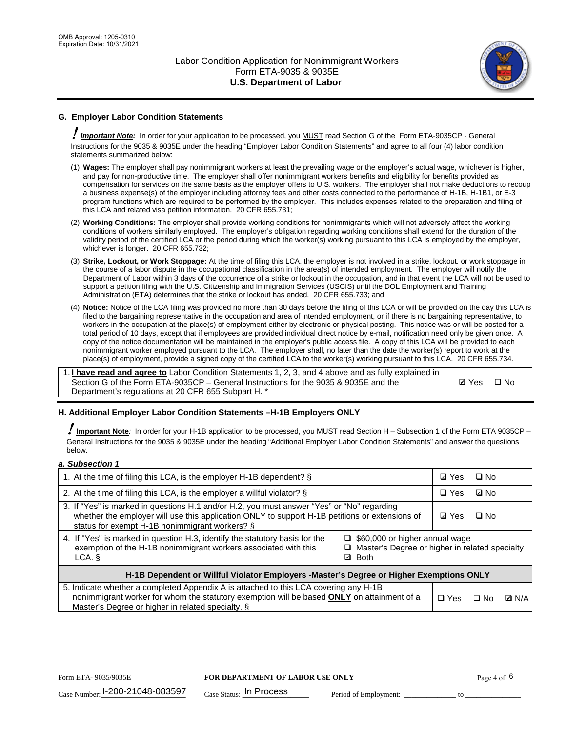## G. Employer Labor Condition Statements

***Important Note:*** In order for your application to be processed, you MUST read Section G of the Form ETA-9035CP - General Instructions for the 9035 & 9035E under the heading "Employer Labor Condition Statements" and agree to all four (4) labor condition statements summarized below:

(1) **Wages:** The employer shall pay nonimmigrant workers at least the prevailing wage or the employer's actual wage, whichever is higher, and pay for non-productive time. The employer shall offer nonimmigrant workers benefits and eligibility for benefits provided as compensation for services on the same basis as the employer offers to U.S. workers. The employer shall not make deductions to recoup a business expense(s) of the employer including attorney fees and other costs connected to the performance of H-1B, H-1B1, or E-3 program functions which are required to be performed by the employer. This includes expenses related to the preparation and filing of this LCA and related visa petition information. 20 CFR 655.731;

(2) **Working Conditions:** The employer shall provide working conditions for nonimmigrants which will not adversely affect the working conditions of workers similarly employed. The employer's obligation regarding working conditions shall extend for the duration of the validity period of the certified LCA or the period during which the worker(s) working pursuant to this LCA is employed by the employer, whichever is longer. 20 CFR 655.732;

(3) **Strike, Lockout, or Work Stoppage:** At the time of filing this LCA, the employer is not involved in a strike, lockout, or work stoppage in the course of a labor dispute in the occupational classification in the area(s) of intended employment. The employer will notify the Department of Labor within 3 days of the occurrence of a strike or lockout in the occupation, and in that event the LCA will not be used to support a petition filing with the U.S. Citizenship and Immigration Services (USCIS) until the DOL Employment and Training Administration (ETA) determines that the strike or lockout has ended. 20 CFR 655.733; and

(4) **Notice:** Notice of the LCA filing was provided no more than 30 days before the filing of this LCA or will be provided on the day this LCA is filed to the bargaining representative in the occupation and area of intended employment, or if there is no bargaining representative, to workers in the occupation at the place(s) of employment either by electronic or physical posting. This notice was or will be posted for a total period of 10 days, except that if employees are provided individual direct notice by e-mail, notification need only be given once. A copy of the notice documentation will be maintained in the employer's public access file. A copy of this LCA will be provided to each nonimmigrant worker employed pursuant to the LCA. The employer shall, no later than the date the worker(s) report to work at the place(s) of employment, provide a signed copy of the certified LCA to the worker(s) working pursuant to this LCA. 20 CFR 655.734.

| | |
|---|---|
| 1. **I have read and agree to** Labor Condition Statements 1, 2, 3, and 4 above and as fully explained in Section G of the Form ETA-9035CP – General Instructions for the 9035 & 9035E and the Department's regulations at 20 CFR 655 Subpart H. * | ☑ Yes ☐ No |

## H. Additional Employer Labor Condition Statements –H-1B Employers ONLY

**Important Note**: In order for your H-1B application to be processed, you MUST read Section H – Subsection 1 of the Form ETA 9035CP – General Instructions for the 9035 & 9035E under the heading "Additional Employer Labor Condition Statements" and answer the questions below.

*a. Subsection 1*

| | | |
|---|---|---|
| 1. At the time of filing this LCA, is the employer H-1B dependent? § | | ☑ Yes ☐ No |
| 2. At the time of filing this LCA, is the employer a willful violator? § | | ☐ Yes ☑ No |
| 3. If "Yes" is marked in questions H.1 and/or H.2, you must answer "Yes" or "No" regarding whether the employer will use this application ONLY to support H-1B petitions or extensions of status for exempt H-1B nonimmigrant workers? § | | ☑ Yes ☐ No |
| 4. If "Yes" is marked in question H.3, identify the statutory basis for the exemption of the H-1B nonimmigrant workers associated with this LCA. § | ☐ $60,000 or higher annual wage<br>☐ Master's Degree or higher in related specialty<br>☑ Both | |
| **H-1B Dependent or Willful Violator Employers -Master's Degree or Higher Exemptions ONLY** | | |
| 5. Indicate whether a completed Appendix A is attached to this LCA covering any H-1B nonimmigrant worker for whom the statutory exemption will be based **ONLY** on attainment of a Master's Degree or higher in related specialty. § | | ☐ Yes ☐ No ☑ N/A |

Form ETA- 9035/9035E **FOR DEPARTMENT OF LABOR USE ONLY**

Case Number: I-200-21048-083597 Case Status: In Process Period of Employment: _____________ to _____________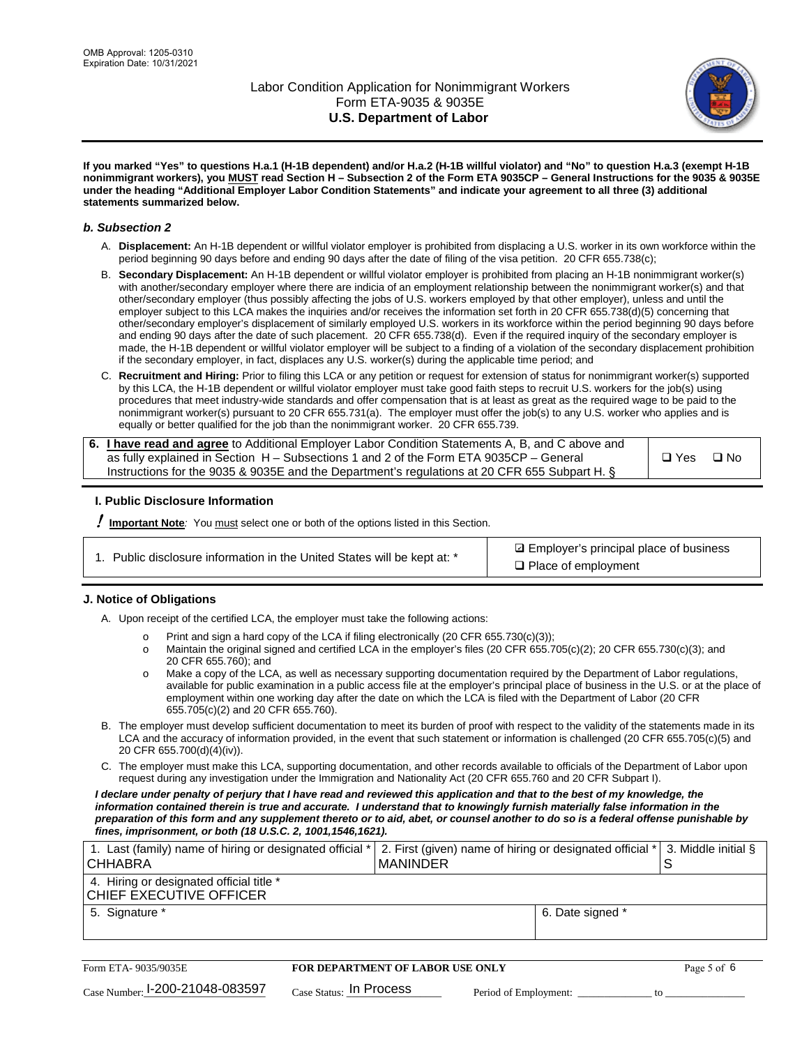**If you marked "Yes" to questions H.a.1 (H-1B dependent) and/or H.a.2 (H-1B willful violator) and "No" to question H.a.3 (exempt H-1B nonimmigrant workers), you MUST read Section H – Subsection 2 of the Form ETA 9035CP – General Instructions for the 9035 & 9035E under the heading "Additional Employer Labor Condition Statements" and indicate your agreement to all three (3) additional statements summarized below.**

### *b. Subsection 2*

A. **Displacement:** An H-1B dependent or willful violator employer is prohibited from displacing a U.S. worker in its own workforce within the period beginning 90 days before and ending 90 days after the date of filing of the visa petition. 20 CFR 655.738(c);

B. **Secondary Displacement:** An H-1B dependent or willful violator employer is prohibited from placing an H-1B nonimmigrant worker(s) with another/secondary employer where there are indicia of an employment relationship between the nonimmigrant worker(s) and that other/secondary employer (thus possibly affecting the jobs of U.S. workers employed by that other employer), unless and until the employer subject to this LCA makes the inquiries and/or receives the information set forth in 20 CFR 655.738(d)(5) concerning that other/secondary employer's displacement of similarly employed U.S. workers in its workforce within the period beginning 90 days before and ending 90 days after the date of such placement. 20 CFR 655.738(d). Even if the required inquiry of the secondary employer is made, the H-1B dependent or willful violator employer will be subject to a finding of a violation of the secondary displacement prohibition if the secondary employer, in fact, displaces any U.S. worker(s) during the applicable time period; and

C. **Recruitment and Hiring:** Prior to filing this LCA or any petition or request for extension of status for nonimmigrant worker(s) supported by this LCA, the H-1B dependent or willful violator employer must take good faith steps to recruit U.S. workers for the job(s) using procedures that meet industry-wide standards and offer compensation that is at least as great as the required wage to be paid to the nonimmigrant worker(s) pursuant to 20 CFR 655.731(a). The employer must offer the job(s) to any U.S. worker who applies and is equally or better qualified for the job than the nonimmigrant worker. 20 CFR 655.739.

| | |
|---|---|
| **6. I have read and agree** to Additional Employer Labor Condition Statements A, B, and C above and as fully explained in Section H – Subsections 1 and 2 of the Form ETA 9035CP – General Instructions for the 9035 & 9035E and the Department's regulations at 20 CFR 655 Subpart H. § | ☐ Yes ☐ No |

## I. Public Disclosure Information

**! Important Note***:* You must select one or both of the options listed in this Section.

| | |
|---|---|
| 1. Public disclosure information in the United States will be kept at: * | ☑ Employer's principal place of business<br>☐ Place of employment |

## J. Notice of Obligations

A. Upon receipt of the certified LCA, the employer must take the following actions:

- Print and sign a hard copy of the LCA if filing electronically (20 CFR 655.730(c)(3));
- Maintain the original signed and certified LCA in the employer's files (20 CFR 655.705(c)(2); 20 CFR 655.730(c)(3); and 20 CFR 655.760); and
- Make a copy of the LCA, as well as necessary supporting documentation required by the Department of Labor regulations, available for public examination in a public access file at the employer's principal place of business in the U.S. or at the place of employment within one working day after the date on which the LCA is filed with the Department of Labor (20 CFR 655.705(c)(2) and 20 CFR 655.760).

B. The employer must develop sufficient documentation to meet its burden of proof with respect to the validity of the statements made in its LCA and the accuracy of information provided, in the event that such statement or information is challenged (20 CFR 655.705(c)(5) and 20 CFR 655.700(d)(4)(iv)).

C. The employer must make this LCA, supporting documentation, and other records available to officials of the Department of Labor upon request during any investigation under the Immigration and Nationality Act (20 CFR 655.760 and 20 CFR Subpart I).

***I declare under penalty of perjury that I have read and reviewed this application and that to the best of my knowledge, the information contained therein is true and accurate. I understand that to knowingly furnish materially false information in the preparation of this form and any supplement thereto or to aid, abet, or counsel another to do so is a federal offense punishable by fines, imprisonment, or both (18 U.S.C. 2, 1001,1546,1621).***

| 1. Last (family) name of hiring or designated official * | 2. First (given) name of hiring or designated official * | 3. Middle initial § |
|---|---|---|
| CHHABRA | MANINDER | S |
| 4. Hiring or designated official title * | | |
| CHIEF EXECUTIVE OFFICER | | |
| 5. Signature * | 6. Date signed * | |
| | | |

| Form ETA- 9035/9035E | FOR DEPARTMENT OF LABOR USE ONLY | |
|---|---|---|
| Case Number: I-200-21048-083597 | Case Status: In Process | Period of Employment: _____________ to _____________ |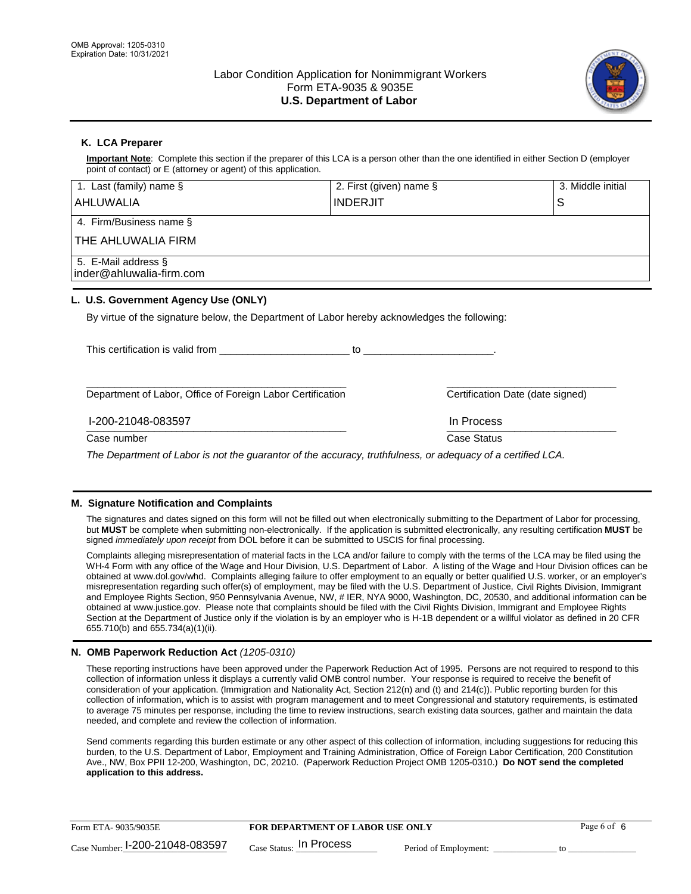OMB Approval: 1205-0310
Expiration Date: 10/31/2021

# Labor Condition Application for Nonimmigrant Workers
# Form ETA-9035 & 9035E
# U.S. Department of Labor

## K. LCA Preparer

**Important Note**: Complete this section if the preparer of this LCA is a person other than the one identified in either Section D (employer point of contact) or E (attorney or agent) of this application.

| 1. Last (family) name § | 2. First (given) name § | 3. Middle initial |
|---|---|---|
| AHLUWALIA | INDERJIT | S |
| 4. Firm/Business name § | | |
| THE AHLUWALIA FIRM | | |
| 5. E-Mail address § | | |
| inder@ahluwalia-firm.com | | |

## L. U.S. Government Agency Use (ONLY)

By virtue of the signature below, the Department of Labor hereby acknowledges the following:

This certification is valid from ______________________ to ______________________.

_____________________________________________ Department of Labor, Office of Foreign Labor Certification

______________________________ Certification Date (date signed)

I-200-21048-083597
Case number

In Process
Case Status

*The Department of Labor is not the guarantor of the accuracy, truthfulness, or adequacy of a certified LCA.*

## M. Signature Notification and Complaints

The signatures and dates signed on this form will not be filled out when electronically submitting to the Department of Labor for processing, but **MUST** be complete when submitting non-electronically. If the application is submitted electronically, any resulting certification **MUST** be signed *immediately upon receipt* from DOL before it can be submitted to USCIS for final processing.

Complaints alleging misrepresentation of material facts in the LCA and/or failure to comply with the terms of the LCA may be filed using the WH-4 Form with any office of the Wage and Hour Division, U.S. Department of Labor. A listing of the Wage and Hour Division offices can be obtained at www.dol.gov/whd. Complaints alleging failure to offer employment to an equally or better qualified U.S. worker, or an employer's misrepresentation regarding such offer(s) of employment, may be filed with the U.S. Department of Justice, Civil Rights Division, Immigrant and Employee Rights Section, 950 Pennsylvania Avenue, NW, # IER, NYA 9000, Washington, DC, 20530, and additional information can be obtained at www.justice.gov. Please note that complaints should be filed with the Civil Rights Division, Immigrant and Employee Rights Section at the Department of Justice only if the violation is by an employer who is H-1B dependent or a willful violator as defined in 20 CFR 655.710(b) and 655.734(a)(1)(ii).

## N. OMB Paperwork Reduction Act *(1205-0310)*

These reporting instructions have been approved under the Paperwork Reduction Act of 1995. Persons are not required to respond to this collection of information unless it displays a currently valid OMB control number. Your response is required to receive the benefit of consideration of your application. (Immigration and Nationality Act, Section 212(n) and (t) and 214(c)). Public reporting burden for this collection of information, which is to assist with program management and to meet Congressional and statutory requirements, is estimated to average 75 minutes per response, including the time to review instructions, search existing data sources, gather and maintain the data needed, and complete and review the collection of information.

Send comments regarding this burden estimate or any other aspect of this collection of information, including suggestions for reducing this burden, to the U.S. Department of Labor, Employment and Training Administration, Office of Foreign Labor Certification, 200 Constitution Ave., NW, Box PPII 12-200, Washington, DC, 20210. (Paperwork Reduction Project OMB 1205-0310.) **Do NOT send the completed application to this address.**

Form ETA- 9035/9035E — **FOR DEPARTMENT OF LABOR USE ONLY**

Case Number: I-200-21048-083597 Case Status: In Process Period of Employment: ______________ to ______________